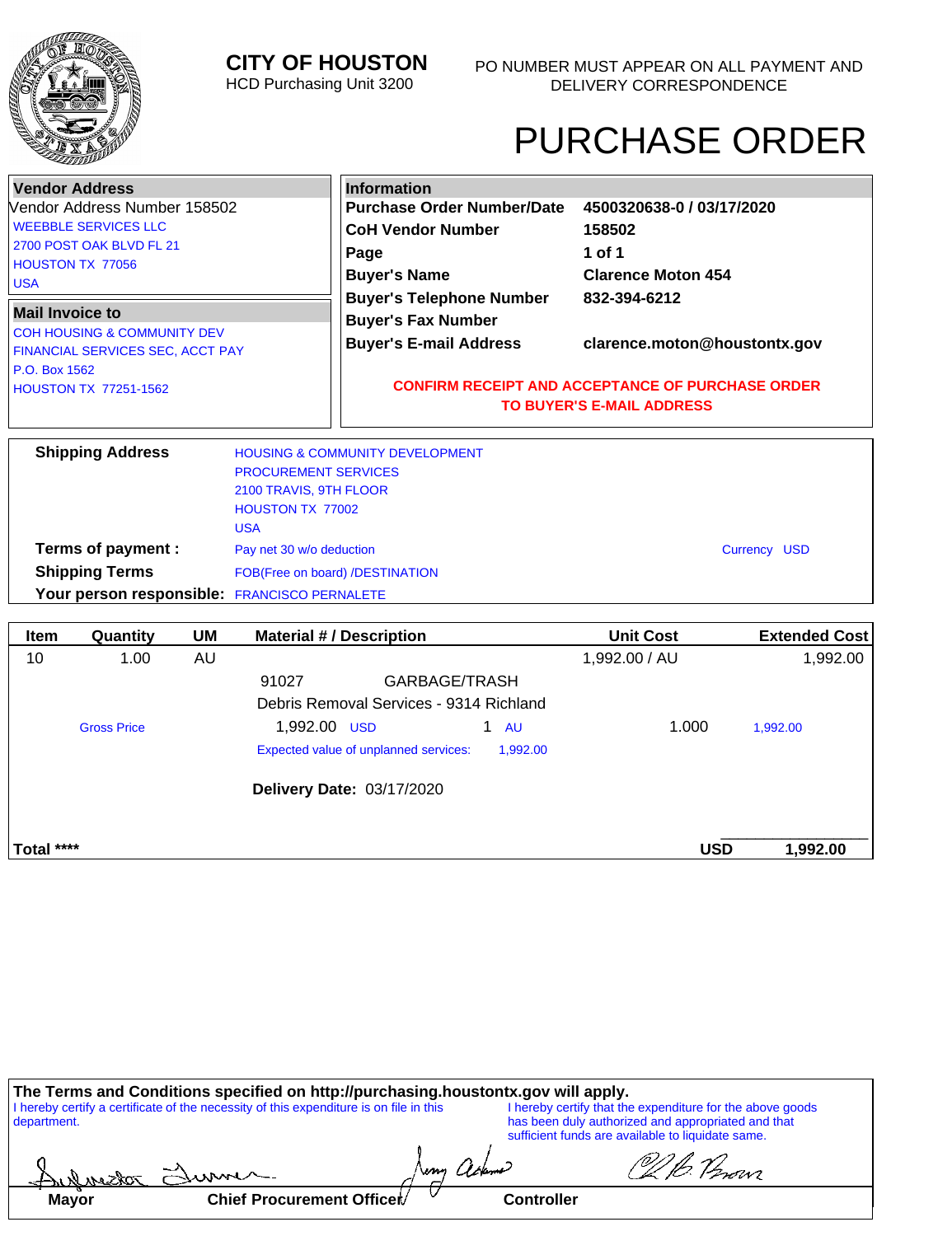# CITY OF HOUSTON

HCD Purchasing Unit 3200

PO NUMBER MUST APPEAR ON ALL PAYMENT AND DELIVERY CORRESPONDENCE

# PURCHASE ORDER

**Vendor Address**

Vendor Address Number 158502

WEEBBLE SERVICES LLC
2700 POST OAK BLVD FL 21
HOUSTON TX 77056
USA

**Mail Invoice to**

COH HOUSING & COMMUNITY DEV
FINANCIAL SERVICES SEC, ACCT PAY
P.O. Box 1562
HOUSTON TX 77251-1562

**Information**

| | |
|---|---|
| **Purchase Order Number/Date** | **4500320638-0 / 03/17/2020** |
| **CoH Vendor Number** | **158502** |
| **Page** | **1 of 1** |
| **Buyer's Name** | **Clarence Moton 454** |
| **Buyer's Telephone Number** | **832-394-6212** |
| **Buyer's Fax Number** | |
| **Buyer's E-mail Address** | **clarence.moton@houstontx.gov** |

**CONFIRM RECEIPT AND ACCEPTANCE OF PURCHASE ORDER TO BUYER'S E-MAIL ADDRESS**

**Shipping Address**

HOUSING & COMMUNITY DEVELOPMENT
PROCUREMENT SERVICES
2100 TRAVIS, 9TH FLOOR
HOUSTON TX 77002
USA

**Terms of payment :** Pay net 30 w/o deduction — Currency USD

**Shipping Terms** FOB(Free on board) /DESTINATION

**Your person responsible:** FRANCISCO PERNALETE

| Item | Quantity | UM | Material # / Description | Unit Cost | Extended Cost |
|---|---|---|---|---|---|
| 10 | 1.00 | AU | | 1,992.00 / AU | 1,992.00 |
| | | | 91027 GARBAGE/TRASH | | |
| | | | Debris Removal Services - 9314 Richland | | |
| | Gross Price | | 1,992.00 USD 1 AU | 1.000 | 1,992.00 |
| | | | Expected value of unplanned services: 1,992.00 | | |
| | | | **Delivery Date:** 03/17/2020 | | |
| **Total \*\*\*\*** | | | | **USD** | **1,992.00** |

**The Terms and Conditions specified on http://purchasing.houstontx.gov will apply.**

I hereby certify a certificate of the necessity of this expenditure is on file in this department.

I hereby certify that the expenditure for the above goods has been duly authorized and appropriated and that sufficient funds are available to liquidate same.

| Mayor | Chief Procurement Officer | Controller |
|---|---|---|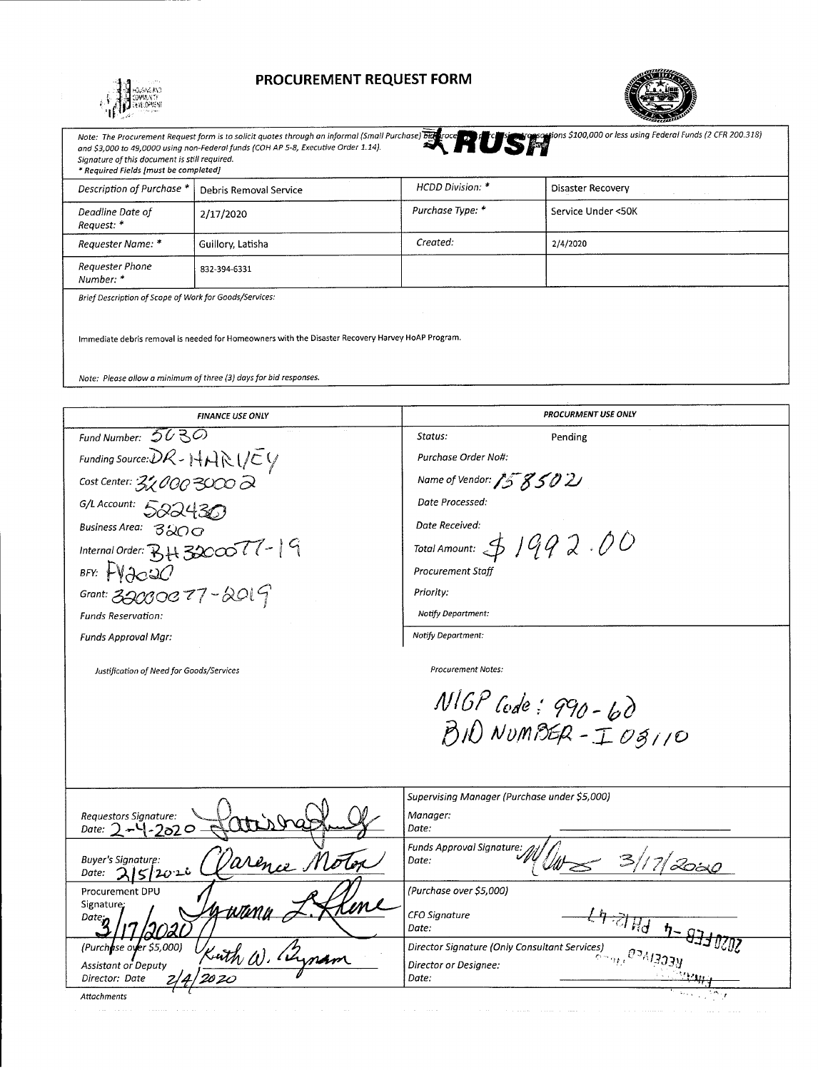# PROCUREMENT REQUEST FORM

Note: The Procurement Request form is to solicit quotes through an informal (Small Purchase) bid process for purchases/transactions $100,000 or less using Federal Funds (2 CFR 200.318) and $3,000 to 49,0000 using non-Federal funds (COH AP 5-8, Executive Order 1.14).
Signature of this document is still required.
* Required Fields (must be completed)

**RUSH**

| | | | |
|---|---|---|---|
| Description of Purchase * | Debris Removal Service | HCDD Division: * | Disaster Recovery |
| Deadline Date of Request: * | 2/17/2020 | Purchase Type: * | Service Under <50K |
| Requester Name: * | Guillory, Latisha | Created: | 2/4/2020 |
| Requester Phone Number: * | 832-394-6331 | | |

Brief Description of Scope of Work for Goods/Services:

Immediate debris removal is needed for Homeowners with the Disaster Recovery Harvey HoAP Program.

Note: Please allow a minimum of three (3) days for bid responses.

| FINANCE USE ONLY | PROCURMENT USE ONLY |
|---|---|
| Fund Number: 5030 | Status: Pending |
| Funding Source: DR-HARVEY | Purchase Order No#: |
| Cost Center: 3200030002 | Name of Vendor: 158502 |
| G/L Account: 522430 | Date Processed: |
| Business Area: 3200 | Date Received: |
| Internal Order: BH32000077-19 | Total Amount: $1992.00 |
| BFY: FY2020 | Procurement Staff |
| Grant: 32000077-2019 | Priority: |
| Funds Reservation: | Notify Department: |
| Funds Approval Mgr: | Notify Department: |
| Justification of Need for Goods/Services | Procurement Notes: NIGP Code: 990-60 BID NUMBER - I08110 |

| | |
|---|---|
| Requestors Signature: [signature] Date: 2-4-2020 | Supervising Manager (Purchase under $5,000) Manager: Date: |
| Buyer's Signature: Clarence Moton Date: 2/5/2020 | Funds Approval Signature: [signature] Date: 3/17/2020 |
| Procurement DPU Signature: [signature] Date: 3/17/2020 | (Purchase over $5,000) CFO Signature Date: |
| (Purchase over $5,000) Assistant or Deputy Director: Keith W. Bynam Date: 2/4/2020 | Director Signature (Only Consultant Services) Director or Designee: Date: |

Attachments

RECEIVED 2020 FEB -4 PM 12:47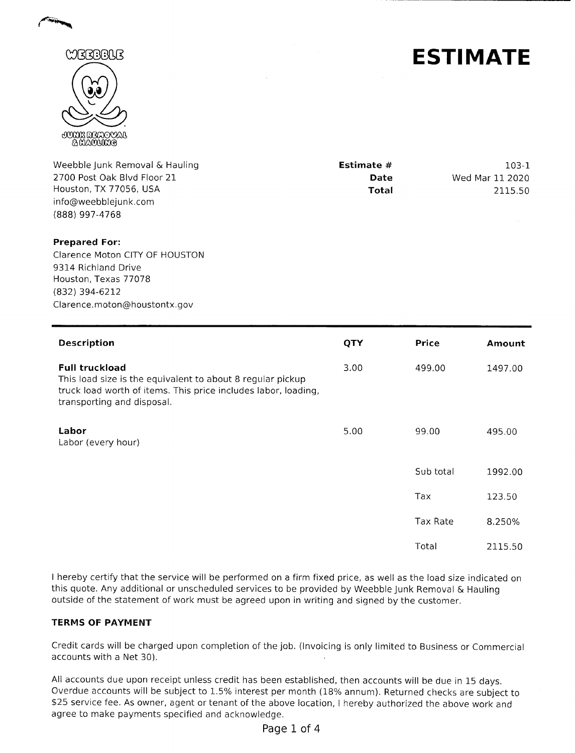WEEBBLE

JUNK REMOVAL & HAULING

# ESTIMATE

Weebble Junk Removal & Hauling
2700 Post Oak Blvd Floor 21
Houston, TX 77056, USA
info@weebblejunk.com
(888) 997-4768

| | |
|---|---|
| **Estimate #** | 103-1 |
| **Date** | Wed Mar 11 2020 |
| **Total** | 2115.50 |

**Prepared For:**
Clarence Moton CITY OF HOUSTON
9314 Richland Drive
Houston, Texas 77078
(832) 394-6212
Clarence.moton@houstontx.gov

| Description | QTY | Price | Amount |
|---|---|---|---|
| **Full truckload**<br>This load size is the equivalent to about 8 regular pickup truck load worth of items. This price includes labor, loading, transporting and disposal. | 3.00 | 499.00 | 1497.00 |
| **Labor**<br>Labor (every hour) | 5.00 | 99.00 | 495.00 |
| | | Sub total | 1992.00 |
| | | Tax | 123.50 |
| | | Tax Rate | 8.250% |
| | | Total | 2115.50 |

I hereby certify that the service will be performed on a firm fixed price, as well as the load size indicated on this quote. Any additional or unscheduled services to be provided by Weebble Junk Removal & Hauling outside of the statement of work must be agreed upon in writing and signed by the customer.

### TERMS OF PAYMENT

Credit cards will be charged upon completion of the job. (Invoicing is only limited to Business or Commercial accounts with a Net 30).

All accounts due upon receipt unless credit has been established, then accounts will be due in 15 days. Overdue accounts will be subject to 1.5% interest per month (18% annum). Returned checks are subject to $25 service fee. As owner, agent or tenant of the above location, I hereby authorized the above work and agree to make payments specified and acknowledge.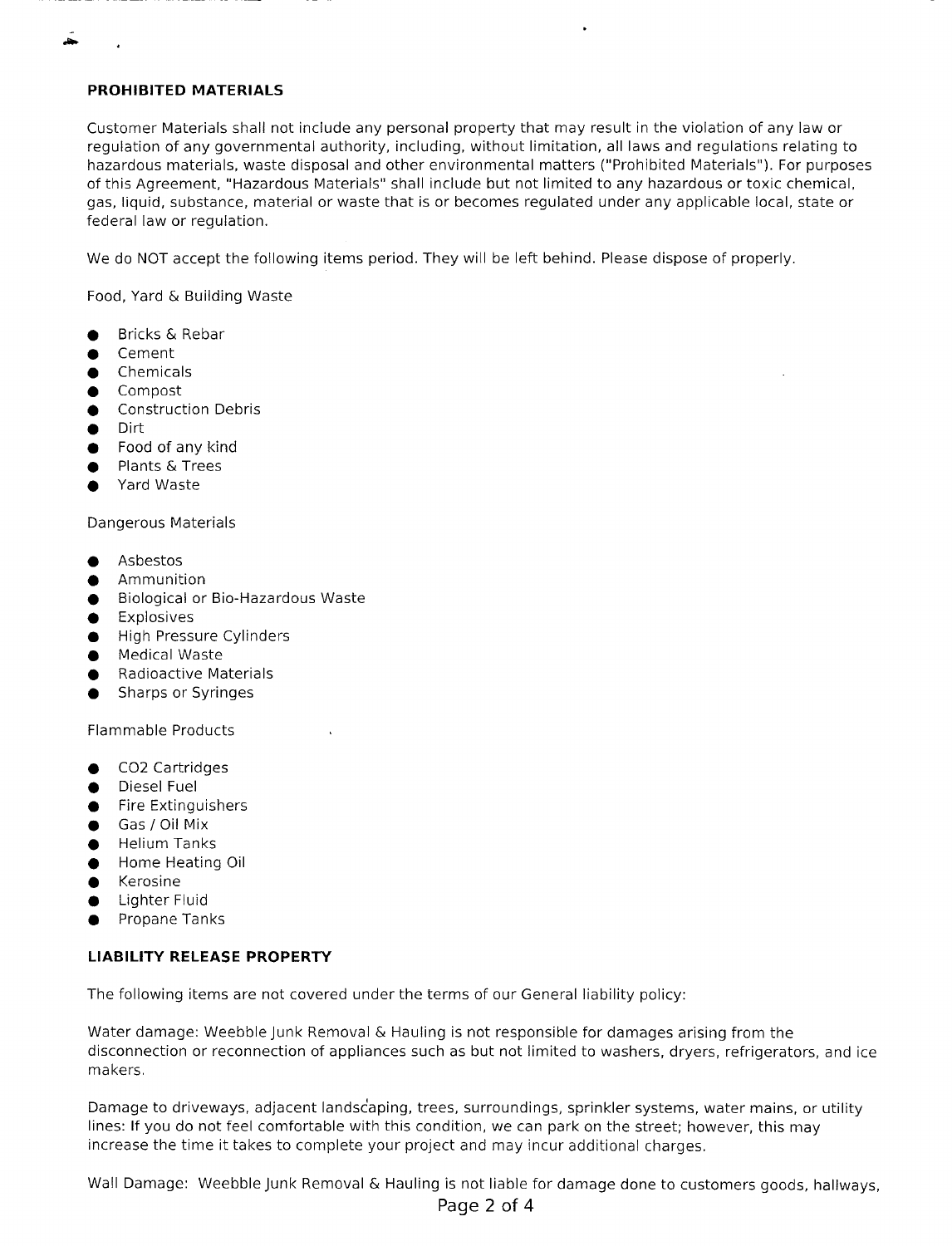## PROHIBITED MATERIALS

Customer Materials shall not include any personal property that may result in the violation of any law or regulation of any governmental authority, including, without limitation, all laws and regulations relating to hazardous materials, waste disposal and other environmental matters ("Prohibited Materials"). For purposes of this Agreement, "Hazardous Materials" shall include but not limited to any hazardous or toxic chemical, gas, liquid, substance, material or waste that is or becomes regulated under any applicable local, state or federal law or regulation.

We do NOT accept the following items period. They will be left behind. Please dispose of properly.

Food, Yard & Building Waste

- Bricks & Rebar
- Cement
- Chemicals
- Compost
- Construction Debris
- Dirt
- Food of any kind
- Plants & Trees
- Yard Waste

Dangerous Materials

- Asbestos
- Ammunition
- Biological or Bio-Hazardous Waste
- Explosives
- High Pressure Cylinders
- Medical Waste
- Radioactive Materials
- Sharps or Syringes

Flammable Products

- $CO_2$ Cartridges
- Diesel Fuel
- Fire Extinguishers
- Gas / Oil Mix
- Helium Tanks
- Home Heating Oil
- Kerosine
- Lighter Fluid
- Propane Tanks

## LIABILITY RELEASE PROPERTY

The following items are not covered under the terms of our General liability policy:

Water damage: Weebble Junk Removal & Hauling is not responsible for damages arising from the disconnection or reconnection of appliances such as but not limited to washers, dryers, refrigerators, and ice makers.

Damage to driveways, adjacent landscaping, trees, surroundings, sprinkler systems, water mains, or utility lines: If you do not feel comfortable with this condition, we can park on the street; however, this may increase the time it takes to complete your project and may incur additional charges.

Wall Damage: Weebble Junk Removal & Hauling is not liable for damage done to customers goods, hallways,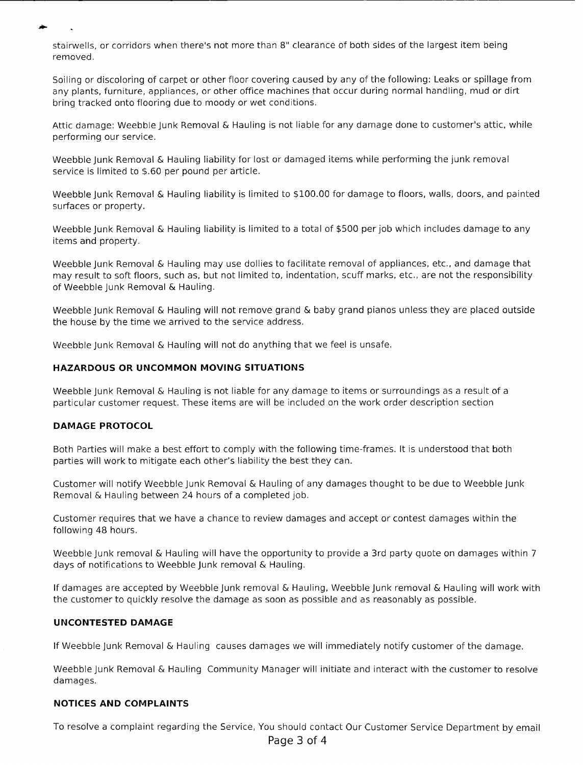stairwells, or corridors when there's not more than 8" clearance of both sides of the largest item being removed.

Soiling or discoloring of carpet or other floor covering caused by any of the following: Leaks or spillage from any plants, furniture, appliances, or other office machines that occur during normal handling, mud or dirt bring tracked onto flooring due to moody or wet conditions.

Attic damage: Weebble Junk Removal & Hauling is not liable for any damage done to customer's attic, while performing our service.

Weebble Junk Removal & Hauling liability for lost or damaged items while performing the junk removal service is limited to $.60 per pound per article.

Weebble Junk Removal & Hauling liability is limited to $100.00 for damage to floors, walls, doors, and painted surfaces or property.

Weebble Junk Removal & Hauling liability is limited to a total of $500 per job which includes damage to any items and property.

Weebble Junk Removal & Hauling may use dollies to facilitate removal of appliances, etc., and damage that may result to soft floors, such as, but not limited to, indentation, scuff marks, etc., are not the responsibility of Weebble Junk Removal & Hauling.

Weebble Junk Removal & Hauling will not remove grand & baby grand pianos unless they are placed outside the house by the time we arrived to the service address.

Weebble Junk Removal & Hauling will not do anything that we feel is unsafe.

**HAZARDOUS OR UNCOMMON MOVING SITUATIONS**

Weebble Junk Removal & Hauling is not liable for any damage to items or surroundings as a result of a particular customer request. These items are will be included on the work order description section

**DAMAGE PROTOCOL**

Both Parties will make a best effort to comply with the following time-frames. It is understood that both parties will work to mitigate each other's liability the best they can.

Customer will notify Weebble Junk Removal & Hauling of any damages thought to be due to Weebble Junk Removal & Hauling between 24 hours of a completed job.

Customer requires that we have a chance to review damages and accept or contest damages within the following 48 hours.

Weebble Junk removal & Hauling will have the opportunity to provide a 3rd party quote on damages within 7 days of notifications to Weebble Junk removal & Hauling.

If damages are accepted by Weebble Junk removal & Hauling, Weebble Junk removal & Hauling will work with the customer to quickly resolve the damage as soon as possible and as reasonably as possible.

**UNCONTESTED DAMAGE**

If Weebble Junk Removal & Hauling causes damages we will immediately notify customer of the damage.

Weebble Junk Removal & Hauling Community Manager will initiate and interact with the customer to resolve damages.

**NOTICES AND COMPLAINTS**

To resolve a complaint regarding the Service, You should contact Our Customer Service Department by email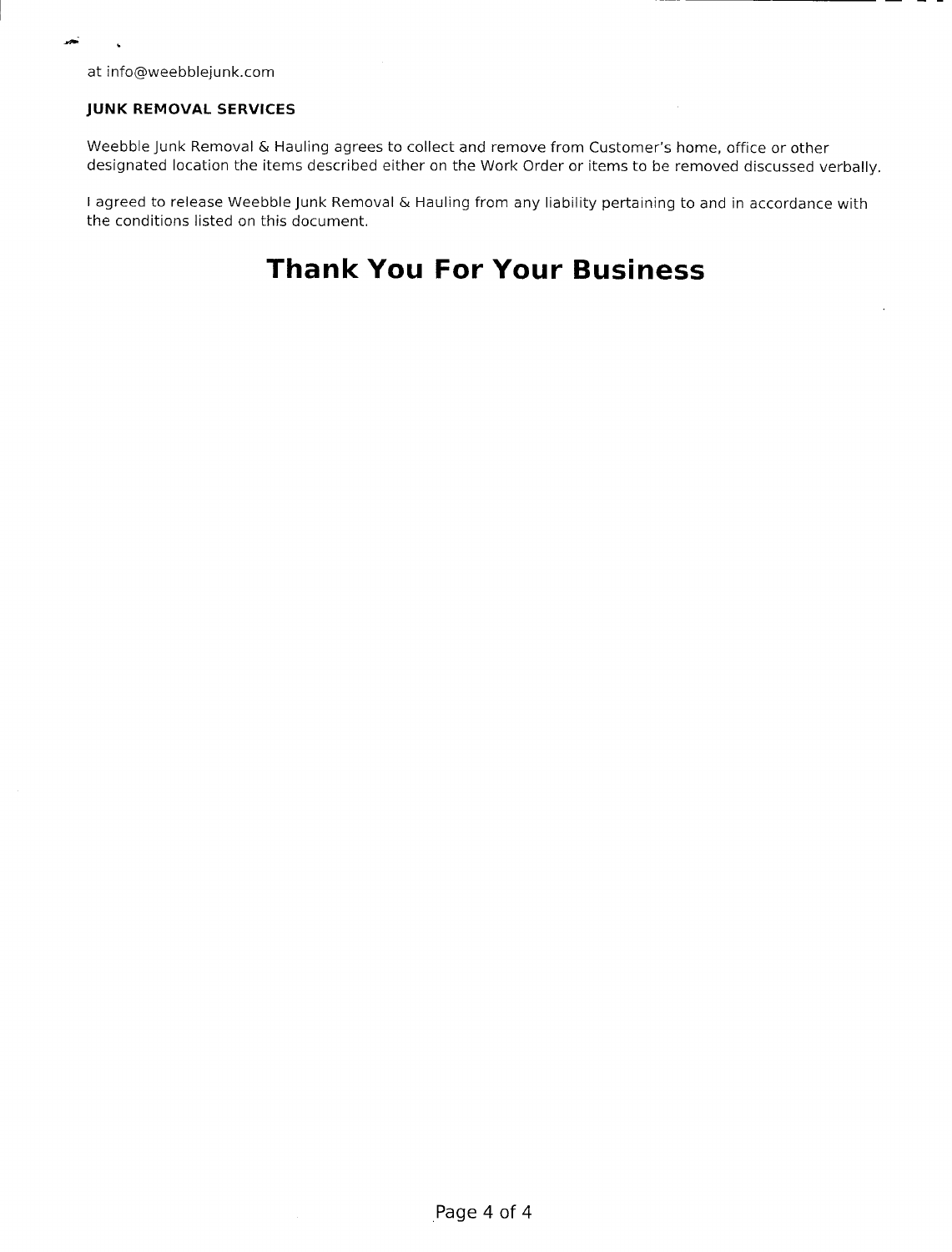at info@weebblejunk.com

**JUNK REMOVAL SERVICES**

Weebble Junk Removal & Hauling agrees to collect and remove from Customer's home, office or other designated location the items described either on the Work Order or items to be removed discussed verbally.

I agreed to release Weebble Junk Removal & Hauling from any liability pertaining to and in accordance with the conditions listed on this document.

# Thank You For Your Business